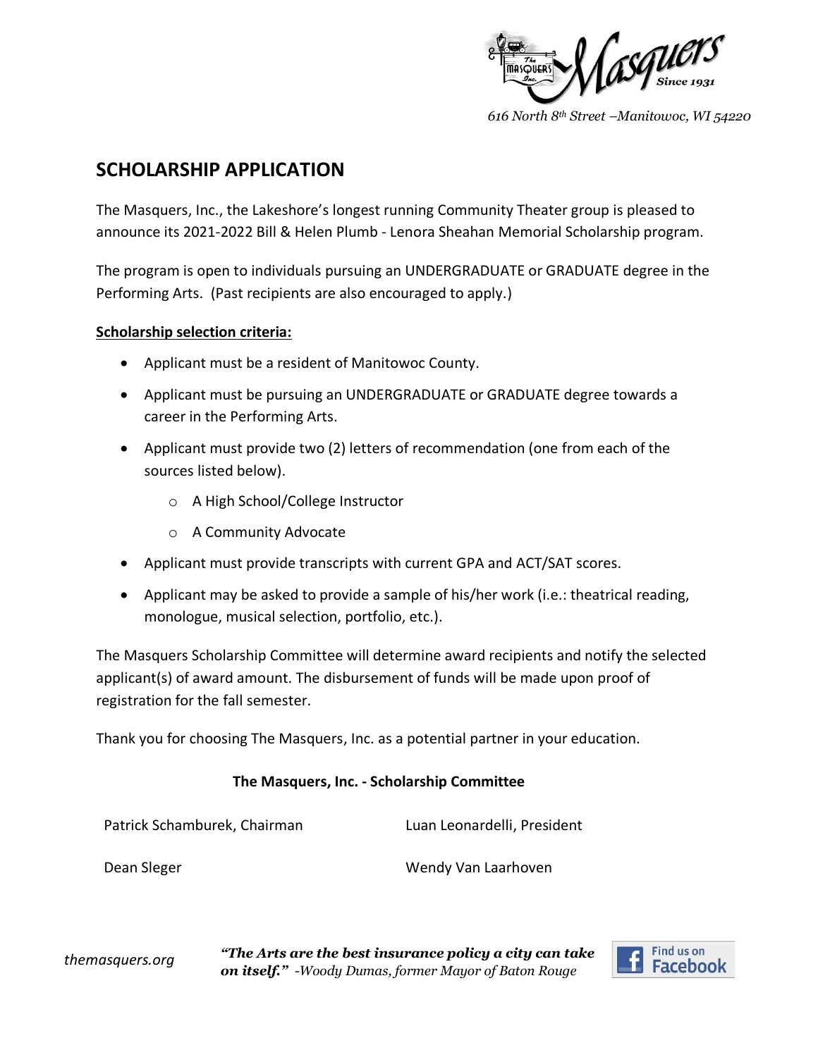616 North 8th Street –Manitowoc, WI 54220

## SCHOLARSHIP APPLICATION

The Masquers, Inc., the Lakeshore's longest running Community Theater group is pleased to announce its 2021-2022 Bill & Helen Plumb - Lenora Sheahan Memorial Scholarship program.

The program is open to individuals pursuing an UNDERGRADUATE or GRADUATE degree in the Performing Arts. (Past recipients are also encouraged to apply.)

**Scholarship selection criteria:**

- Applicant must be a resident of Manitowoc County.
- Applicant must be pursuing an UNDERGRADUATE or GRADUATE degree towards a career in the Performing Arts.
- Applicant must provide two (2) letters of recommendation (one from each of the sources listed below).
  - A High School/College Instructor
  - A Community Advocate
- Applicant must provide transcripts with current GPA and ACT/SAT scores.
- Applicant may be asked to provide a sample of his/her work (i.e.: theatrical reading, monologue, musical selection, portfolio, etc.).

The Masquers Scholarship Committee will determine award recipients and notify the selected applicant(s) of award amount. The disbursement of funds will be made upon proof of registration for the fall semester.

Thank you for choosing The Masquers, Inc. as a potential partner in your education.

**The Masquers, Inc. - Scholarship Committee**

Patrick Schamburek, Chairman

Luan Leonardelli, President

Dean Sleger

Wendy Van Laarhoven

*themasquers.org*

***"The Arts are the best insurance policy a city can take on itself."*** *-Woody Dumas, former Mayor of Baton Rouge*

Find us on Facebook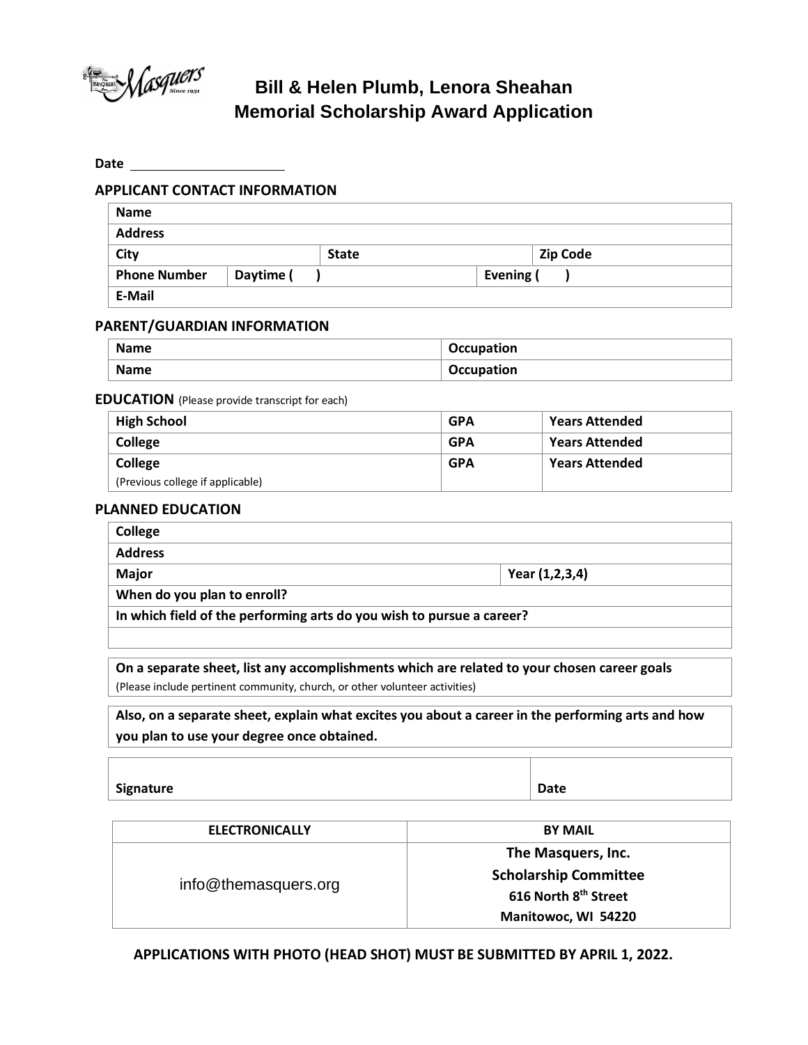# Bill & Helen Plumb, Lenora Sheahan Memorial Scholarship Award Application

**Date** ______________________

## APPLICANT CONTACT INFORMATION

| | | | |
|---|---|---|---|
| **Name** | | | |
| **Address** | | | |
| **City** | **State** | | **Zip Code** |
| **Phone Number** | **Daytime (    )** | **Evening (    )** | |
| **E-Mail** | | | |

## PARENT/GUARDIAN INFORMATION

| | |
|---|---|
| **Name** | **Occupation** |
| **Name** | **Occupation** |

## EDUCATION (Please provide transcript for each)

| | | |
|---|---|---|
| **High School** | **GPA** | **Years Attended** |
| **College** | **GPA** | **Years Attended** |
| **College** (Previous college if applicable) | **GPA** | **Years Attended** |

## PLANNED EDUCATION

| | |
|---|---|
| **College** | |
| **Address** | |
| **Major** | **Year (1,2,3,4)** |
| **When do you plan to enroll?** | |
| **In which field of the performing arts do you wish to pursue a career?** | |
| | |

**On a separate sheet, list any accomplishments which are related to your chosen career goals**
(Please include pertinent community, church, or other volunteer activities)

**Also, on a separate sheet, explain what excites you about a career in the performing arts and how you plan to use your degree once obtained.**

| | |
|---|---|
| **Signature** | **Date** |

| ELECTRONICALLY | BY MAIL |
|---|---|
| info@themasquers.org | **The Masquers, Inc.**<br>**Scholarship Committee**<br>**616 North 8th Street**<br>**Manitowoc, WI 54220** |

**APPLICATIONS WITH PHOTO (HEAD SHOT) MUST BE SUBMITTED BY APRIL 1, 2022.**